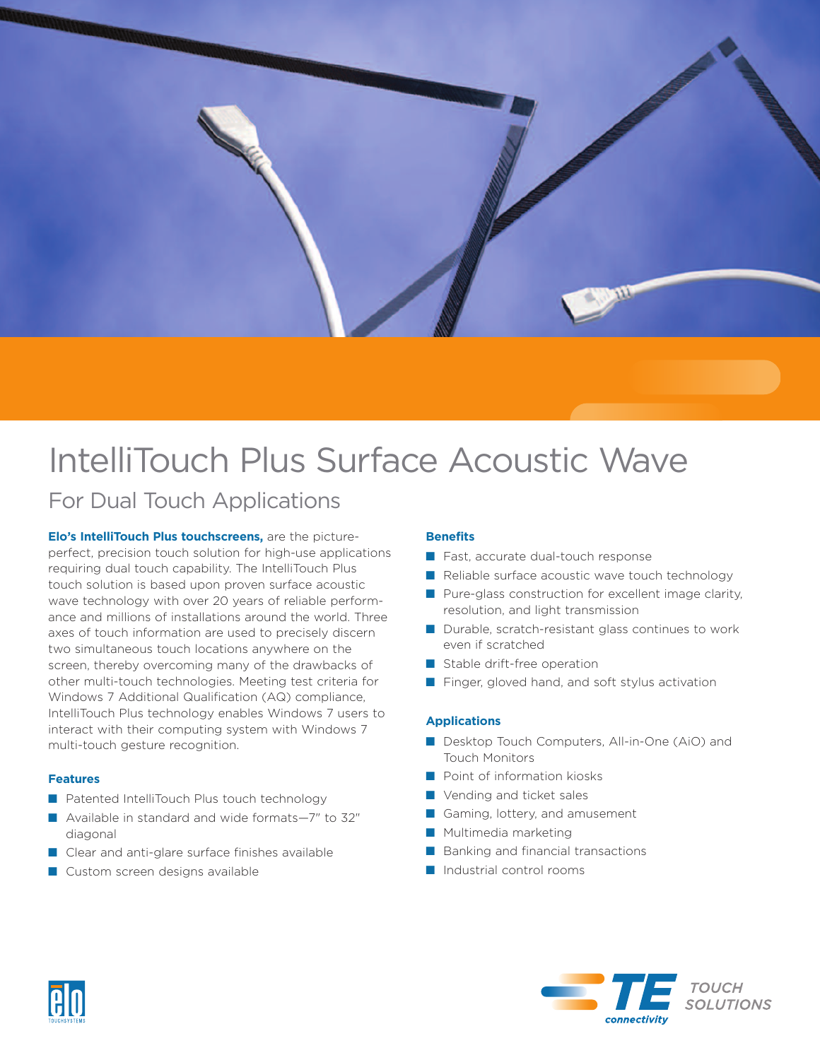# IntelliTouch Plus Surface Acoustic Wave

## For Dual Touch Applications

**Elo's IntelliTouch Plus touchscreens,** are the picture-perfect, precision touch solution for high-use applications requiring dual touch capability. The IntelliTouch Plus touch solution is based upon proven surface acoustic wave technology with over 20 years of reliable performance and millions of installations around the world. Three axes of touch information are used to precisely discern two simultaneous touch locations anywhere on the screen, thereby overcoming many of the drawbacks of other multi-touch technologies. Meeting test criteria for Windows 7 Additional Qualification (AQ) compliance, IntelliTouch Plus technology enables Windows 7 users to interact with their computing system with Windows 7 multi-touch gesture recognition.

### Features

- Patented IntelliTouch Plus touch technology
- Available in standard and wide formats—7" to 32" diagonal
- Clear and anti-glare surface finishes available
- Custom screen designs available

### Benefits

- Fast, accurate dual-touch response
- Reliable surface acoustic wave touch technology
- Pure-glass construction for excellent image clarity, resolution, and light transmission
- Durable, scratch-resistant glass continues to work even if scratched
- Stable drift-free operation
- Finger, gloved hand, and soft stylus activation

### Applications

- Desktop Touch Computers, All-in-One (AiO) and Touch Monitors
- Point of information kiosks
- Vending and ticket sales
- Gaming, lottery, and amusement
- Multimedia marketing
- Banking and financial transactions
- Industrial control rooms

TE connectivity TOUCH SOLUTIONS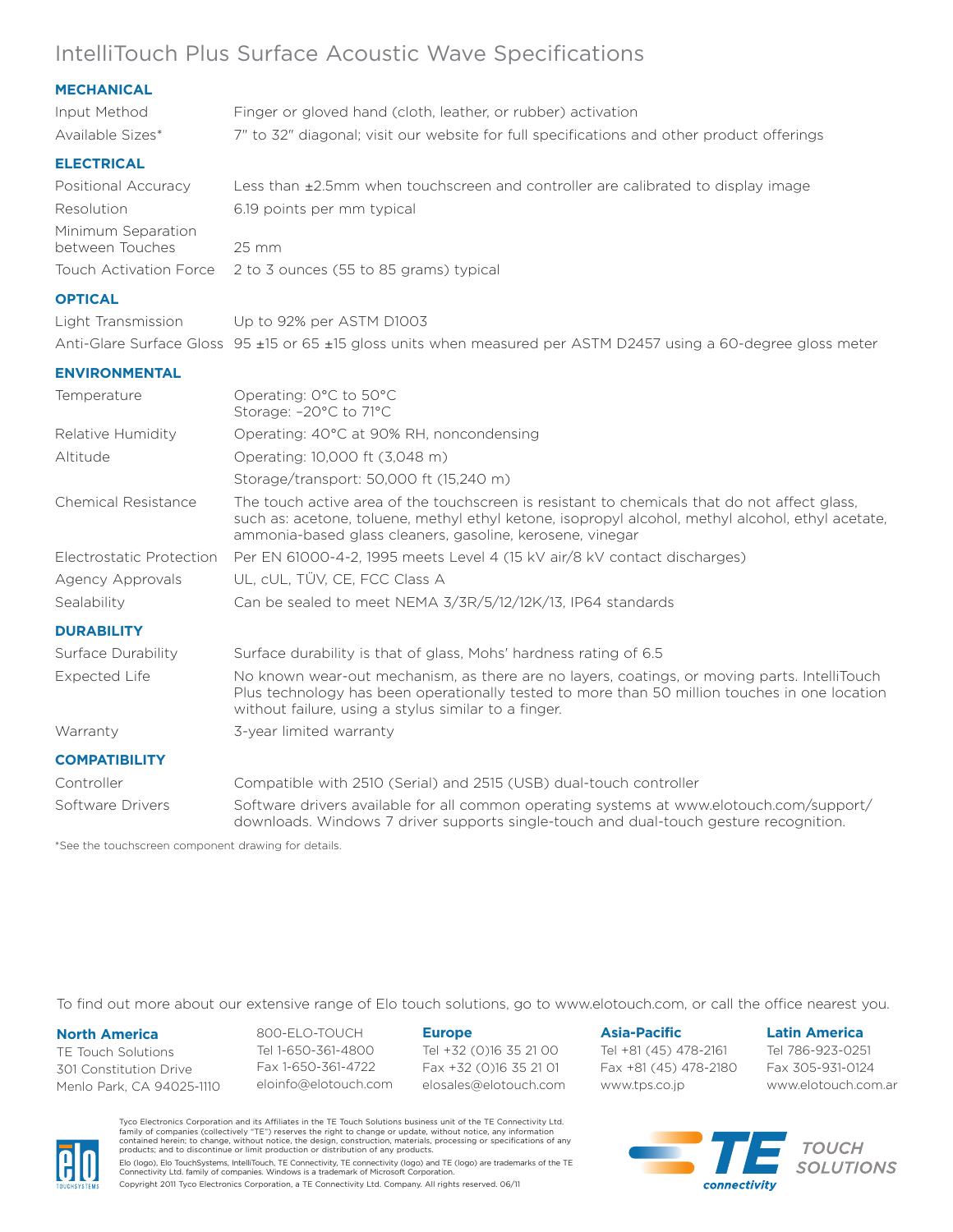# IntelliTouch Plus Surface Acoustic Wave Specifications

## MECHANICAL

| | |
|---|---|
| Input Method | Finger or gloved hand (cloth, leather, or rubber) activation |
| Available Sizes* | 7" to 32" diagonal; visit our website for full specifications and other product offerings |

## ELECTRICAL

| | |
|---|---|
| Positional Accuracy | Less than ±2.5mm when touchscreen and controller are calibrated to display image |
| Resolution | 6.19 points per mm typical |
| Minimum Separation between Touches | 25 mm |
| Touch Activation Force | 2 to 3 ounces (55 to 85 grams) typical |

## OPTICAL

| | |
|---|---|
| Light Transmission | Up to 92% per ASTM D1003 |
| Anti-Glare Surface Gloss | 95 ±15 or 65 ±15 gloss units when measured per ASTM D2457 using a 60-degree gloss meter |

## ENVIRONMENTAL

| | |
|---|---|
| Temperature | Operating: 0°C to 50°C<br>Storage: –20°C to 71°C |
| Relative Humidity | Operating: 40°C at 90% RH, noncondensing |
| Altitude | Operating: 10,000 ft (3,048 m)<br>Storage/transport: 50,000 ft (15,240 m) |
| Chemical Resistance | The touch active area of the touchscreen is resistant to chemicals that do not affect glass, such as: acetone, toluene, methyl ethyl ketone, isopropyl alcohol, methyl alcohol, ethyl acetate, ammonia-based glass cleaners, gasoline, kerosene, vinegar |
| Electrostatic Protection | Per EN 61000-4-2, 1995 meets Level 4 (15 kV air/8 kV contact discharges) |
| Agency Approvals | UL, cUL, TÜV, CE, FCC Class A |
| Sealability | Can be sealed to meet NEMA 3/3R/5/12/12K/13, IP64 standards |

## DURABILITY

| | |
|---|---|
| Surface Durability | Surface durability is that of glass, Mohs' hardness rating of 6.5 |
| Expected Life | No known wear-out mechanism, as there are no layers, coatings, or moving parts. IntelliTouch Plus technology has been operationally tested to more than 50 million touches in one location without failure, using a stylus similar to a finger. |
| Warranty | 3-year limited warranty |

## COMPATIBILITY

| | |
|---|---|
| Controller | Compatible with 2510 (Serial) and 2515 (USB) dual-touch controller |
| Software Drivers | Software drivers available for all common operating systems at www.elotouch.com/support/downloads. Windows 7 driver supports single-touch and dual-touch gesture recognition. |

*See the touchscreen component drawing for details.

To find out more about our extensive range of Elo touch solutions, go to www.elotouch.com, or call the office nearest you.

**North America**
TE Touch Solutions
301 Constitution Drive
Menlo Park, CA 94025-1110
800-ELO-TOUCH
Tel 1-650-361-4800
Fax 1-650-361-4722
eloinfo@elotouch.com

**Europe**
Tel +32 (0)16 35 21 00
Fax +32 (0)16 35 21 01
elosales@elotouch.com

**Asia-Pacific**
Tel +81 (45) 478-2161
Fax +81 (45) 478-2180
www.tps.co.jp

**Latin America**
Tel 786-923-0251
Fax 305-931-0124
www.elotouch.com.ar

Tyco Electronics Corporation and its Affiliates in the TE Touch Solutions business unit of the TE Connectivity Ltd. family of companies (collectively "TE") reserves the right to change or update, without notice, any information contained herein; to change, without notice, the design, construction, materials, processing or specifications of any products; and to discontinue or limit production or distribution of any products.

Elo (logo), Elo TouchSystems, IntelliTouch, TE Connectivity, TE connectivity (logo) and TE (logo) are trademarks of the TE Connectivity Ltd. family of companies. Windows is a trademark of Microsoft Corporation.

Copyright 2011 Tyco Electronics Corporation, a TE Connectivity Ltd. Company. All rights reserved. 06/11

TE connectivity TOUCH SOLUTIONS